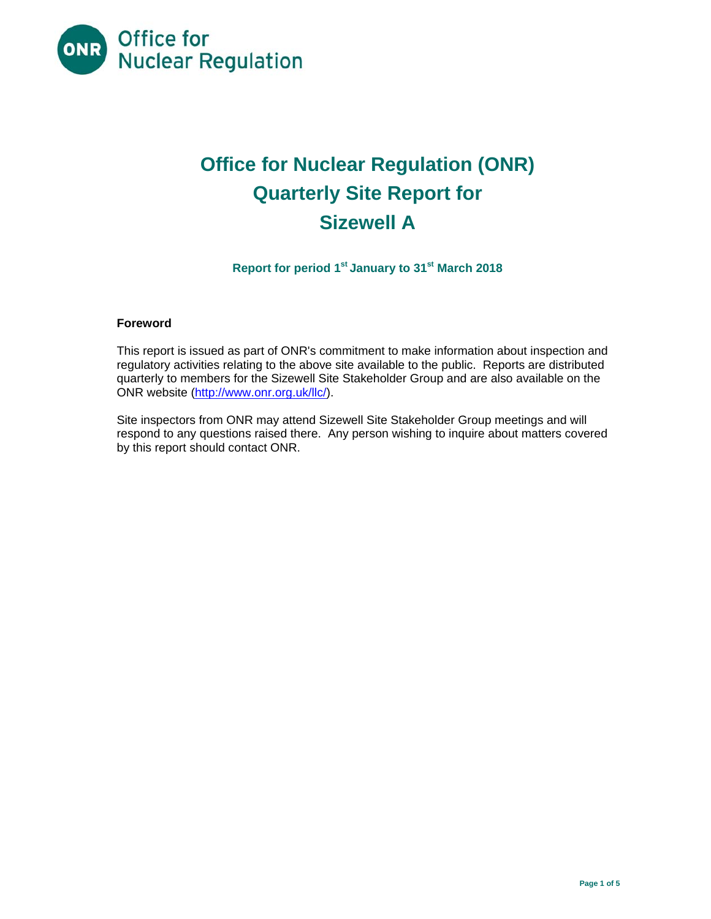Office for Nuclear Regulation

# Office for Nuclear Regulation (ONR) Quarterly Site Report for Sizewell A

### Report for period 1st January to 31st March 2018

**Foreword**

This report is issued as part of ONR's commitment to make information about inspection and regulatory activities relating to the above site available to the public. Reports are distributed quarterly to members for the Sizewell Site Stakeholder Group and are also available on the ONR website (http://www.onr.org.uk/llc/).

Site inspectors from ONR may attend Sizewell Site Stakeholder Group meetings and will respond to any questions raised there. Any person wishing to inquire about matters covered by this report should contact ONR.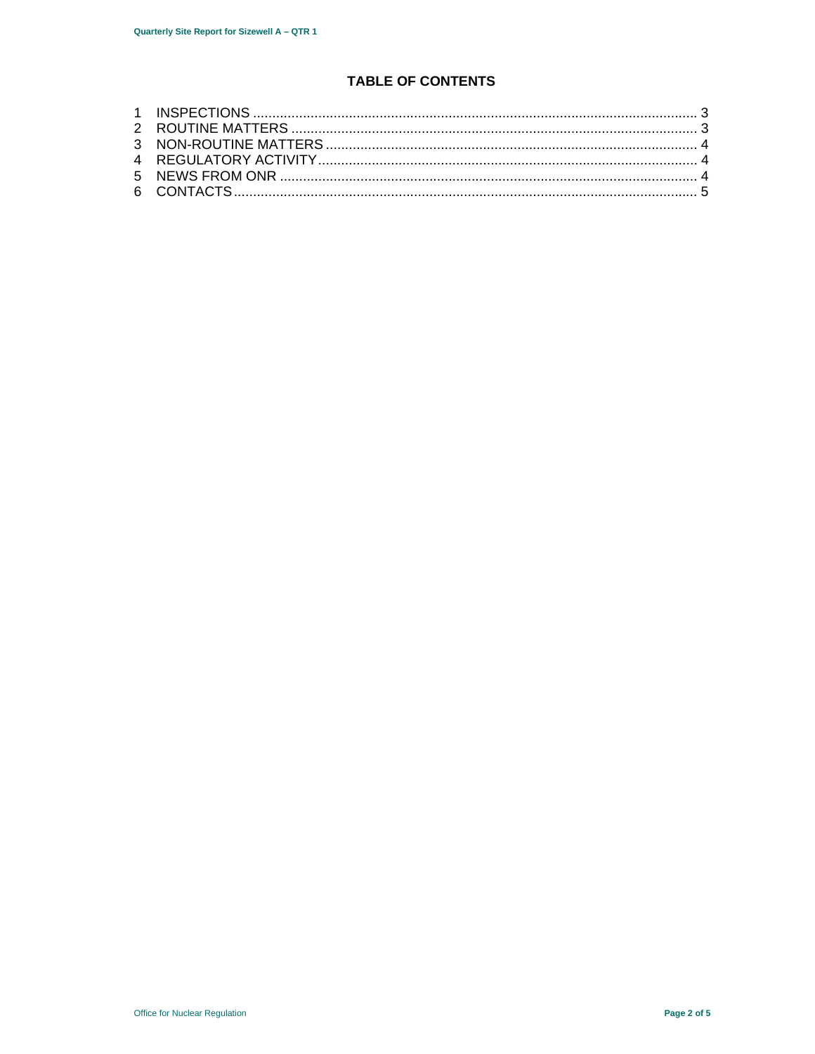# TABLE OF CONTENTS

1 INSPECTIONS ........................................................................................................................ 3
2 ROUTINE MATTERS ............................................................................................................ 3
3 NON-ROUTINE MATTERS .................................................................................................. 4
4 REGULATORY ACTIVITY .................................................................................................... 4
5 NEWS FROM ONR ............................................................................................................... 4
6 CONTACTS .......................................................................................................................... 5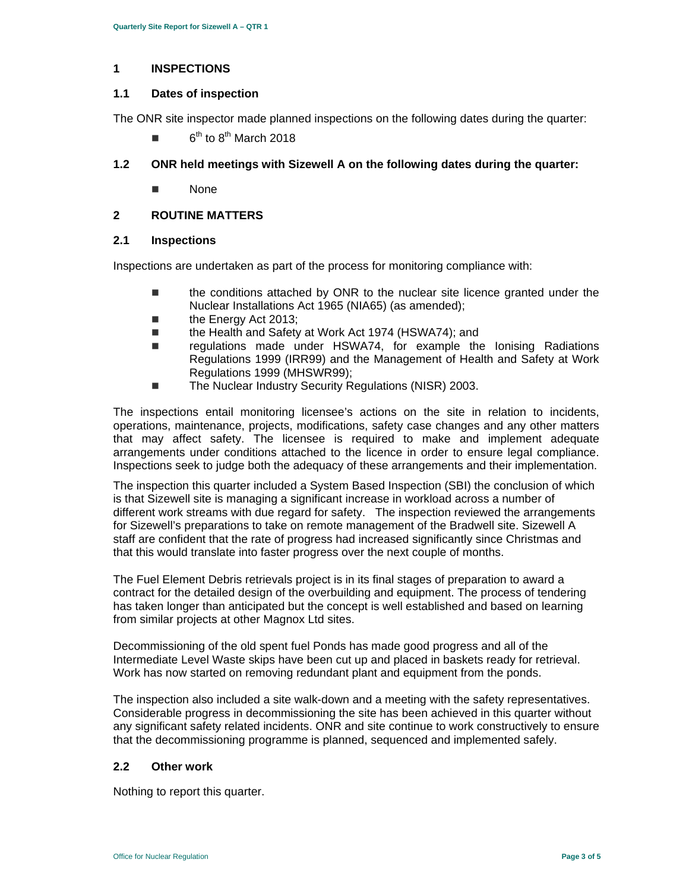# 1 INSPECTIONS

## 1.1 Dates of inspection

The ONR site inspector made planned inspections on the following dates during the quarter:

- 6th to 8th March 2018

## 1.2 ONR held meetings with Sizewell A on the following dates during the quarter:

- None

# 2 ROUTINE MATTERS

## 2.1 Inspections

Inspections are undertaken as part of the process for monitoring compliance with:

- the conditions attached by ONR to the nuclear site licence granted under the Nuclear Installations Act 1965 (NIA65) (as amended);
- the Energy Act 2013;
- the Health and Safety at Work Act 1974 (HSWA74); and
- regulations made under HSWA74, for example the Ionising Radiations Regulations 1999 (IRR99) and the Management of Health and Safety at Work Regulations 1999 (MHSWR99);
- The Nuclear Industry Security Regulations (NISR) 2003.

The inspections entail monitoring licensee's actions on the site in relation to incidents, operations, maintenance, projects, modifications, safety case changes and any other matters that may affect safety. The licensee is required to make and implement adequate arrangements under conditions attached to the licence in order to ensure legal compliance. Inspections seek to judge both the adequacy of these arrangements and their implementation.

The inspection this quarter included a System Based Inspection (SBI) the conclusion of which is that Sizewell site is managing a significant increase in workload across a number of different work streams with due regard for safety. The inspection reviewed the arrangements for Sizewell's preparations to take on remote management of the Bradwell site. Sizewell A staff are confident that the rate of progress had increased significantly since Christmas and that this would translate into faster progress over the next couple of months.

The Fuel Element Debris retrievals project is in its final stages of preparation to award a contract for the detailed design of the overbuilding and equipment. The process of tendering has taken longer than anticipated but the concept is well established and based on learning from similar projects at other Magnox Ltd sites.

Decommissioning of the old spent fuel Ponds has made good progress and all of the Intermediate Level Waste skips have been cut up and placed in baskets ready for retrieval. Work has now started on removing redundant plant and equipment from the ponds.

The inspection also included a site walk-down and a meeting with the safety representatives. Considerable progress in decommissioning the site has been achieved in this quarter without any significant safety related incidents. ONR and site continue to work constructively to ensure that the decommissioning programme is planned, sequenced and implemented safely.

## 2.2 Other work

Nothing to report this quarter.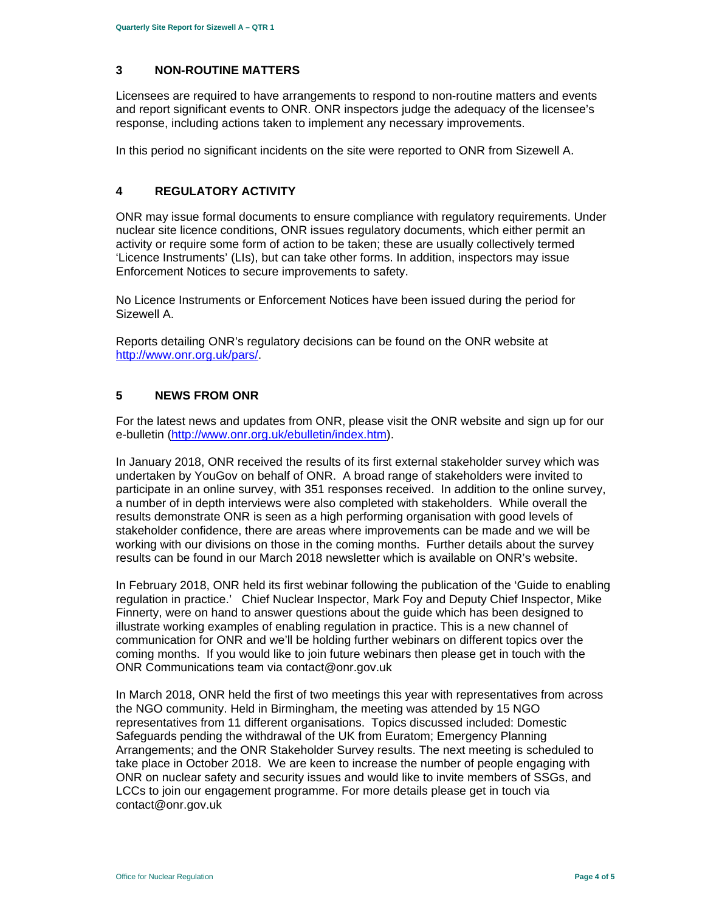## 3 NON-ROUTINE MATTERS

Licensees are required to have arrangements to respond to non-routine matters and events and report significant events to ONR. ONR inspectors judge the adequacy of the licensee's response, including actions taken to implement any necessary improvements.

In this period no significant incidents on the site were reported to ONR from Sizewell A.

## 4 REGULATORY ACTIVITY

ONR may issue formal documents to ensure compliance with regulatory requirements. Under nuclear site licence conditions, ONR issues regulatory documents, which either permit an activity or require some form of action to be taken; these are usually collectively termed 'Licence Instruments' (LIs), but can take other forms. In addition, inspectors may issue Enforcement Notices to secure improvements to safety.

No Licence Instruments or Enforcement Notices have been issued during the period for Sizewell A.

Reports detailing ONR's regulatory decisions can be found on the ONR website at [http://www.onr.org.uk/pars/](http://www.onr.org.uk/pars/).

## 5 NEWS FROM ONR

For the latest news and updates from ONR, please visit the ONR website and sign up for our e-bulletin ([http://www.onr.org.uk/ebulletin/index.htm](http://www.onr.org.uk/ebulletin/index.htm)).

In January 2018, ONR received the results of its first external stakeholder survey which was undertaken by YouGov on behalf of ONR. A broad range of stakeholders were invited to participate in an online survey, with 351 responses received. In addition to the online survey, a number of in depth interviews were also completed with stakeholders. While overall the results demonstrate ONR is seen as a high performing organisation with good levels of stakeholder confidence, there are areas where improvements can be made and we will be working with our divisions on those in the coming months. Further details about the survey results can be found in our March 2018 newsletter which is available on ONR's website.

In February 2018, ONR held its first webinar following the publication of the 'Guide to enabling regulation in practice.' Chief Nuclear Inspector, Mark Foy and Deputy Chief Inspector, Mike Finnerty, were on hand to answer questions about the guide which has been designed to illustrate working examples of enabling regulation in practice. This is a new channel of communication for ONR and we'll be holding further webinars on different topics over the coming months. If you would like to join future webinars then please get in touch with the ONR Communications team via contact@onr.gov.uk

In March 2018, ONR held the first of two meetings this year with representatives from across the NGO community. Held in Birmingham, the meeting was attended by 15 NGO representatives from 11 different organisations. Topics discussed included: Domestic Safeguards pending the withdrawal of the UK from Euratom; Emergency Planning Arrangements; and the ONR Stakeholder Survey results. The next meeting is scheduled to take place in October 2018. We are keen to increase the number of people engaging with ONR on nuclear safety and security issues and would like to invite members of SSGs, and LCCs to join our engagement programme. For more details please get in touch via contact@onr.gov.uk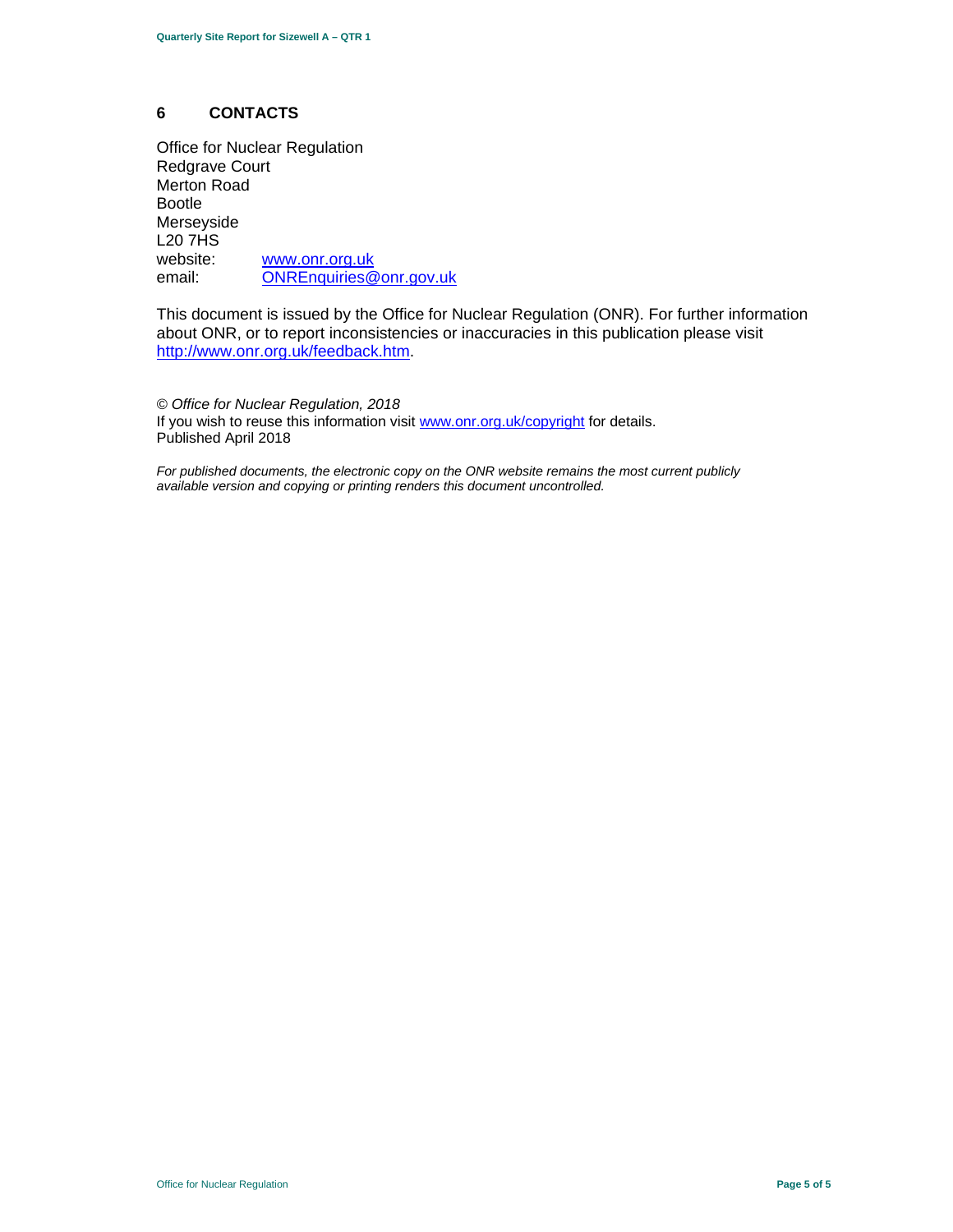## 6 CONTACTS

Office for Nuclear Regulation
Redgrave Court
Merton Road
Bootle
Merseyside
L20 7HS
website: www.onr.org.uk
email: ONREnquiries@onr.gov.uk

This document is issued by the Office for Nuclear Regulation (ONR). For further information about ONR, or to report inconsistencies or inaccuracies in this publication please visit http://www.onr.org.uk/feedback.htm.

*© Office for Nuclear Regulation, 2018*
If you wish to reuse this information visit www.onr.org.uk/copyright for details.
Published April 2018

*For published documents, the electronic copy on the ONR website remains the most current publicly available version and copying or printing renders this document uncontrolled.*